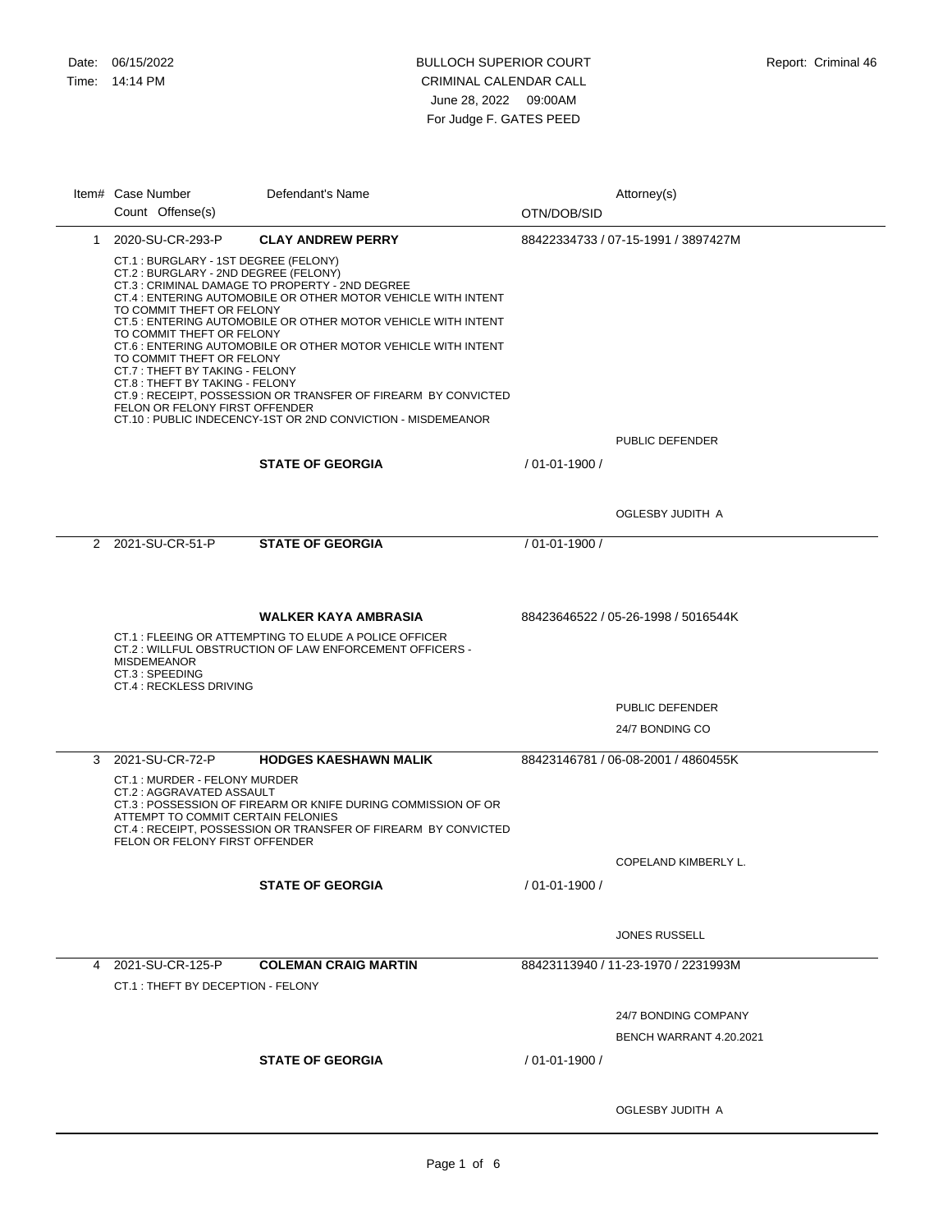Date: 06/15/2022
Time: 14:14 PM

# BULLOCH SUPERIOR COURT
## CRIMINAL CALENDAR CALL
June 28, 2022 09:00AM
For Judge F. GATES PEED

Report: Criminal 46

| Item# | Case Number / Count Offense(s) | Defendant's Name | OTN/DOB/SID | Attorney(s) |
|---|---|---|---|---|
| 1 | 2020-SU-CR-293-P | **CLAY ANDREW PERRY** | 88422334733 / 07-15-1991 / 3897427M | |
| | CT.1 : BURGLARY - 1ST DEGREE (FELONY)<br>CT.2 : BURGLARY - 2ND DEGREE (FELONY)<br>CT.3 : CRIMINAL DAMAGE TO PROPERTY - 2ND DEGREE<br>CT.4 : ENTERING AUTOMOBILE OR OTHER MOTOR VEHICLE WITH INTENT TO COMMIT THEFT OR FELONY<br>CT.5 : ENTERING AUTOMOBILE OR OTHER MOTOR VEHICLE WITH INTENT TO COMMIT THEFT OR FELONY<br>CT.6 : ENTERING AUTOMOBILE OR OTHER MOTOR VEHICLE WITH INTENT TO COMMIT THEFT OR FELONY<br>CT.7 : THEFT BY TAKING - FELONY<br>CT.8 : THEFT BY TAKING - FELONY<br>CT.9 : RECEIPT, POSSESSION OR TRANSFER OF FIREARM BY CONVICTED FELON OR FELONY FIRST OFFENDER<br>CT.10 : PUBLIC INDECENCY-1ST OR 2ND CONVICTION - MISDEMEANOR | | | PUBLIC DEFENDER |
| | | **STATE OF GEORGIA** | / 01-01-1900 / | OGLESBY JUDITH A |
| 2 | 2021-SU-CR-51-P | **STATE OF GEORGIA** | / 01-01-1900 / | |
| | | **WALKER KAYA AMBRASIA** | 88423646522 / 05-26-1998 / 5016544K | |
| | CT.1 : FLEEING OR ATTEMPTING TO ELUDE A POLICE OFFICER<br>CT.2 : WILLFUL OBSTRUCTION OF LAW ENFORCEMENT OFFICERS - MISDEMEANOR<br>CT.3 : SPEEDING<br>CT.4 : RECKLESS DRIVING | | | PUBLIC DEFENDER<br>24/7 BONDING CO |
| 3 | 2021-SU-CR-72-P | **HODGES KAESHAWN MALIK** | 88423146781 / 06-08-2001 / 4860455K | |
| | CT.1 : MURDER - FELONY MURDER<br>CT.2 : AGGRAVATED ASSAULT<br>CT.3 : POSSESSION OF FIREARM OR KNIFE DURING COMMISSION OF OR ATTEMPT TO COMMIT CERTAIN FELONIES<br>CT.4 : RECEIPT, POSSESSION OR TRANSFER OF FIREARM BY CONVICTED FELON OR FELONY FIRST OFFENDER | | | COPELAND KIMBERLY L. |
| | | **STATE OF GEORGIA** | / 01-01-1900 / | JONES RUSSELL |
| 4 | 2021-SU-CR-125-P | **COLEMAN CRAIG MARTIN** | 88423113940 / 11-23-1970 / 2231993M | |
| | CT.1 : THEFT BY DECEPTION - FELONY | | | 24/7 BONDING COMPANY<br>BENCH WARRANT 4.20.2021 |
| | | **STATE OF GEORGIA** | / 01-01-1900 / | OGLESBY JUDITH A |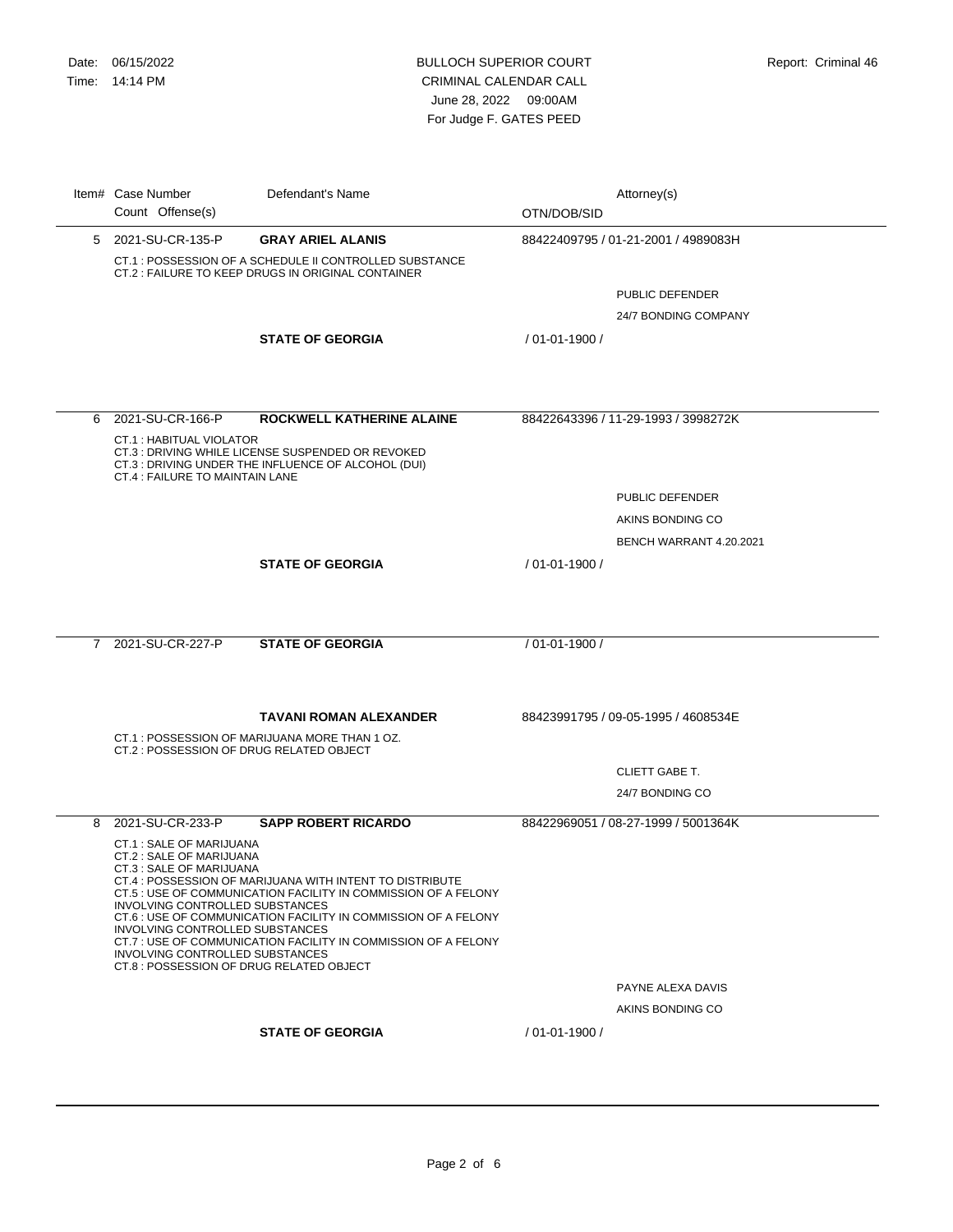Date: 06/15/2022
Time: 14:14 PM

BULLOCH SUPERIOR COURT
CRIMINAL CALENDAR CALL
June 28, 2022 09:00AM
For Judge F. GATES PEED

Report: Criminal 46

| Item# | Case Number / Count Offense(s) | Defendant's Name | OTN/DOB/SID | Attorney(s) |
|---|---|---|---|---|
| 5 | 2021-SU-CR-135-P | **GRAY ARIEL ALANIS** | 88422409795 / 01-21-2001 / 4989083H | |
| | CT.1 : POSSESSION OF A SCHEDULE II CONTROLLED SUBSTANCE<br>CT.2 : FAILURE TO KEEP DRUGS IN ORIGINAL CONTAINER | | | |
| | | | | PUBLIC DEFENDER |
| | | | | 24/7 BONDING COMPANY |
| | | **STATE OF GEORGIA** | / 01-01-1900 / | |
| 6 | 2021-SU-CR-166-P | **ROCKWELL KATHERINE ALAINE** | 88422643396 / 11-29-1993 / 3998272K | |
| | CT.1 : HABITUAL VIOLATOR<br>CT.3 : DRIVING WHILE LICENSE SUSPENDED OR REVOKED<br>CT.3 : DRIVING UNDER THE INFLUENCE OF ALCOHOL (DUI)<br>CT.4 : FAILURE TO MAINTAIN LANE | | | |
| | | | | PUBLIC DEFENDER |
| | | | | AKINS BONDING CO |
| | | | | BENCH WARRANT 4.20.2021 |
| | | **STATE OF GEORGIA** | / 01-01-1900 / | |
| 7 | 2021-SU-CR-227-P | **STATE OF GEORGIA** | / 01-01-1900 / | |
| | | **TAVANI ROMAN ALEXANDER** | 88423991795 / 09-05-1995 / 4608534E | |
| | CT.1 : POSSESSION OF MARIJUANA MORE THAN 1 OZ.<br>CT.2 : POSSESSION OF DRUG RELATED OBJECT | | | |
| | | | | CLIETT GABE T. |
| | | | | 24/7 BONDING CO |
| 8 | 2021-SU-CR-233-P | **SAPP ROBERT RICARDO** | 88422969051 / 08-27-1999 / 5001364K | |
| | CT.1 : SALE OF MARIJUANA<br>CT.2 : SALE OF MARIJUANA<br>CT.3 : SALE OF MARIJUANA<br>CT.4 : POSSESSION OF MARIJUANA WITH INTENT TO DISTRIBUTE<br>CT.5 : USE OF COMMUNICATION FACILITY IN COMMISSION OF A FELONY INVOLVING CONTROLLED SUBSTANCES<br>CT.6 : USE OF COMMUNICATION FACILITY IN COMMISSION OF A FELONY INVOLVING CONTROLLED SUBSTANCES<br>CT.7 : USE OF COMMUNICATION FACILITY IN COMMISSION OF A FELONY INVOLVING CONTROLLED SUBSTANCES<br>CT.8 : POSSESSION OF DRUG RELATED OBJECT | | | |
| | | | | PAYNE ALEXA DAVIS |
| | | | | AKINS BONDING CO |
| | | **STATE OF GEORGIA** | / 01-01-1900 / | |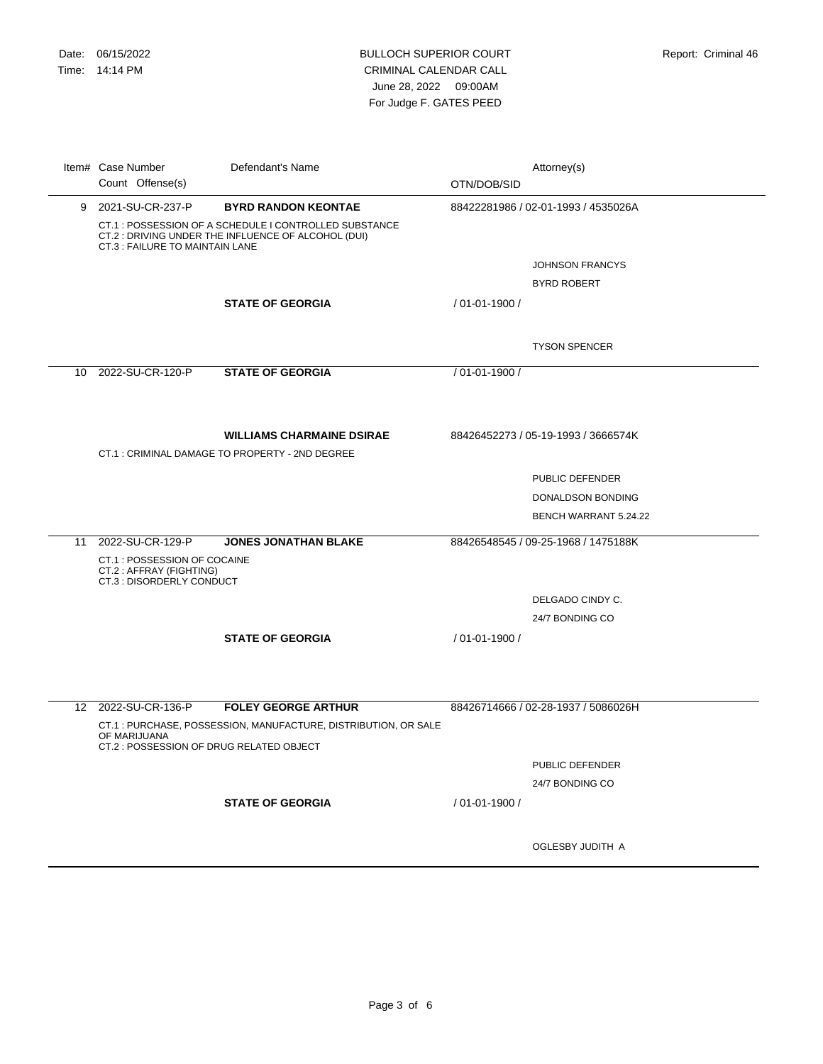Date: 06/15/2022
Time: 14:14 PM

BULLOCH SUPERIOR COURT
CRIMINAL CALENDAR CALL
June 28, 2022 09:00AM
For Judge F. GATES PEED

Report: Criminal 46

| Item# | Case Number / Count Offense(s) | Defendant's Name | OTN/DOB/SID | Attorney(s) |
|---|---|---|---|---|
| 9 | 2021-SU-CR-237-P | **BYRD RANDON KEONTAE** | 88422281986 / 02-01-1993 / 4535026A | |
| | CT.1 : POSSESSION OF A SCHEDULE I CONTROLLED SUBSTANCE<br>CT.2 : DRIVING UNDER THE INFLUENCE OF ALCOHOL (DUI)<br>CT.3 : FAILURE TO MAINTAIN LANE | | | |
| | | | | JOHNSON FRANCYS |
| | | | | BYRD ROBERT |
| | | **STATE OF GEORGIA** | / 01-01-1900 / | |
| | | | | TYSON SPENCER |
| 10 | 2022-SU-CR-120-P | **STATE OF GEORGIA** | / 01-01-1900 / | |
| | | **WILLIAMS CHARMAINE DSIRAE** | 88426452273 / 05-19-1993 / 3666574K | |
| | CT.1 : CRIMINAL DAMAGE TO PROPERTY - 2ND DEGREE | | | |
| | | | | PUBLIC DEFENDER |
| | | | | DONALDSON BONDING |
| | | | | BENCH WARRANT 5.24.22 |
| 11 | 2022-SU-CR-129-P | **JONES JONATHAN BLAKE** | 88426548545 / 09-25-1968 / 1475188K | |
| | CT.1 : POSSESSION OF COCAINE<br>CT.2 : AFFRAY (FIGHTING)<br>CT.3 : DISORDERLY CONDUCT | | | |
| | | | | DELGADO CINDY C. |
| | | | | 24/7 BONDING CO |
| | | **STATE OF GEORGIA** | / 01-01-1900 / | |
| 12 | 2022-SU-CR-136-P | **FOLEY GEORGE ARTHUR** | 88426714666 / 02-28-1937 / 5086026H | |
| | CT.1 : PURCHASE, POSSESSION, MANUFACTURE, DISTRIBUTION, OR SALE OF MARIJUANA<br>CT.2 : POSSESSION OF DRUG RELATED OBJECT | | | |
| | | | | PUBLIC DEFENDER |
| | | | | 24/7 BONDING CO |
| | | **STATE OF GEORGIA** | / 01-01-1900 / | |
| | | | | OGLESBY JUDITH A |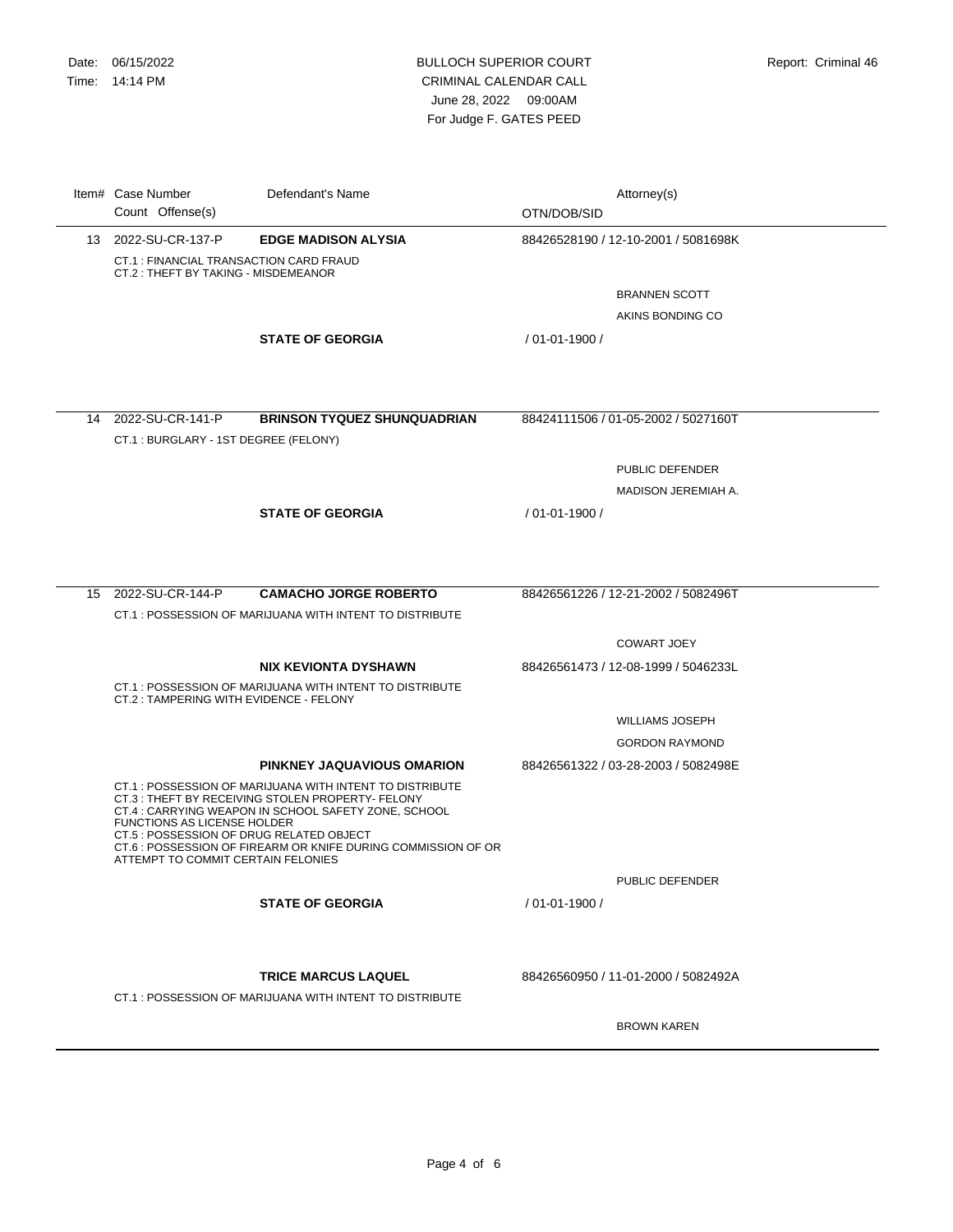Date: 06/15/2022
Time: 14:14 PM

BULLOCH SUPERIOR COURT
CRIMINAL CALENDAR CALL
June 28, 2022 09:00AM
For Judge F. GATES PEED

Report: Criminal 46

| Item# | Case Number / Count Offense(s) | Defendant's Name | OTN/DOB/SID / Attorney(s) |
|---|---|---|---|
| 13 | 2022-SU-CR-137-P | **EDGE MADISON ALYSIA** | 88426528190 / 12-10-2001 / 5081698K |
| | CT.1 : FINANCIAL TRANSACTION CARD FRAUD<br>CT.2 : THEFT BY TAKING - MISDEMEANOR | | |
| | | | BRANNEN SCOTT |
| | | | AKINS BONDING CO |
| | | **STATE OF GEORGIA** | / 01-01-1900 / |
| 14 | 2022-SU-CR-141-P | **BRINSON TYQUEZ SHUNQUADRIAN** | 88424111506 / 01-05-2002 / 5027160T |
| | CT.1 : BURGLARY - 1ST DEGREE (FELONY) | | |
| | | | PUBLIC DEFENDER |
| | | | MADISON JEREMIAH A. |
| | | **STATE OF GEORGIA** | / 01-01-1900 / |
| 15 | 2022-SU-CR-144-P | **CAMACHO JORGE ROBERTO** | 88426561226 / 12-21-2002 / 5082496T |
| | CT.1 : POSSESSION OF MARIJUANA WITH INTENT TO DISTRIBUTE | | |
| | | | COWART JOEY |
| | | **NIX KEVIONTA DYSHAWN** | 88426561473 / 12-08-1999 / 5046233L |
| | CT.1 : POSSESSION OF MARIJUANA WITH INTENT TO DISTRIBUTE<br>CT.2 : TAMPERING WITH EVIDENCE - FELONY | | |
| | | | WILLIAMS JOSEPH |
| | | | GORDON RAYMOND |
| | | **PINKNEY JAQUAVIOUS OMARION** | 88426561322 / 03-28-2003 / 5082498E |
| | CT.1 : POSSESSION OF MARIJUANA WITH INTENT TO DISTRIBUTE<br>CT.3 : THEFT BY RECEIVING STOLEN PROPERTY- FELONY<br>CT.4 : CARRYING WEAPON IN SCHOOL SAFETY ZONE, SCHOOL FUNCTIONS AS LICENSE HOLDER<br>CT.5 : POSSESSION OF DRUG RELATED OBJECT<br>CT.6 : POSSESSION OF FIREARM OR KNIFE DURING COMMISSION OF OR ATTEMPT TO COMMIT CERTAIN FELONIES | | |
| | | | PUBLIC DEFENDER |
| | | **STATE OF GEORGIA** | / 01-01-1900 / |
| | | **TRICE MARCUS LAQUEL** | 88426560950 / 11-01-2000 / 5082492A |
| | CT.1 : POSSESSION OF MARIJUANA WITH INTENT TO DISTRIBUTE | | |
| | | | BROWN KAREN |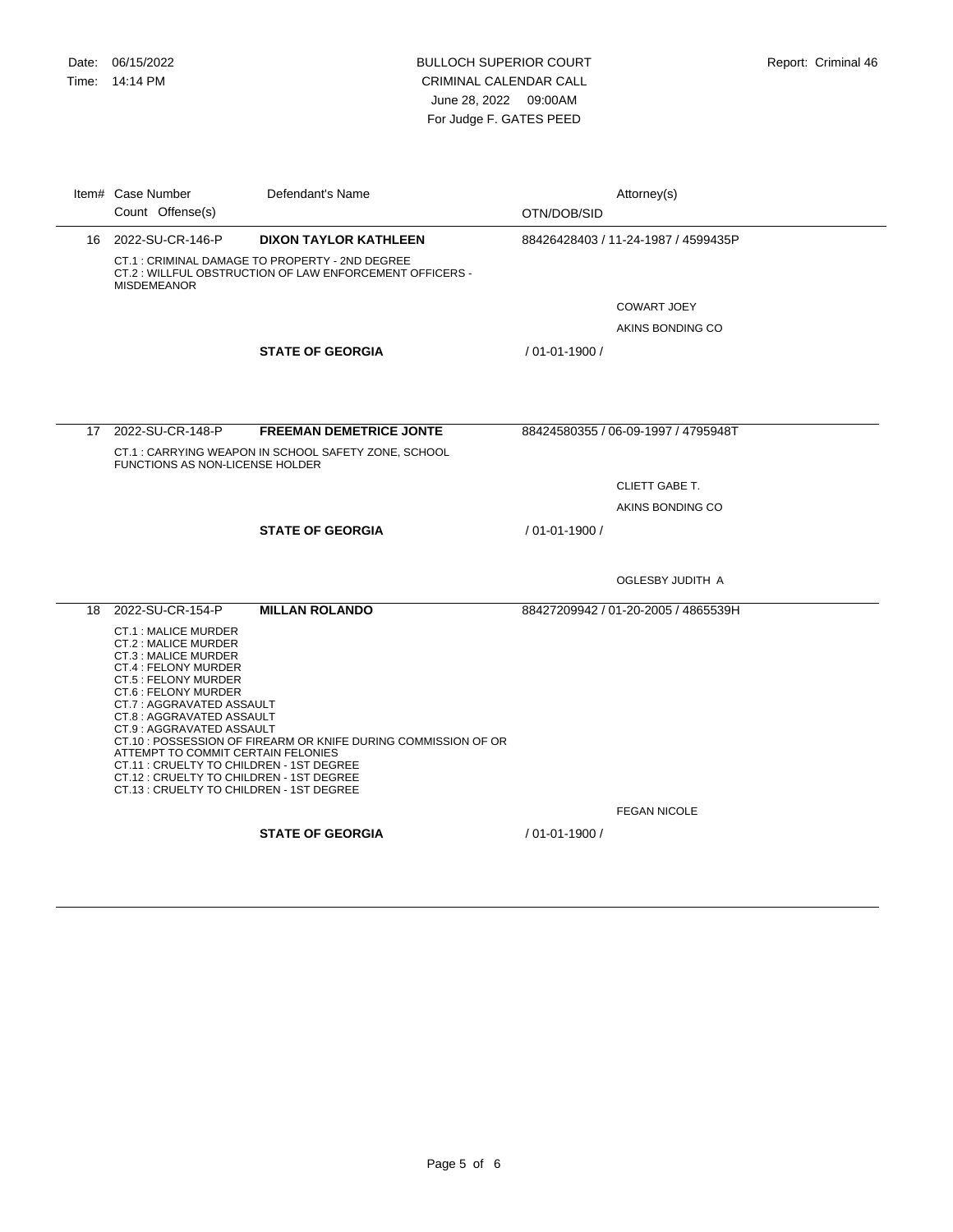Date: 06/15/2022
Time: 14:14 PM

BULLOCH SUPERIOR COURT
CRIMINAL CALENDAR CALL
June 28, 2022 09:00AM
For Judge F. GATES PEED

Report: Criminal 46

| Item# | Case Number / Count Offense(s) | Defendant's Name | OTN/DOB/SID | Attorney(s) |
|---|---|---|---|---|
| 16 | 2022-SU-CR-146-P | **DIXON TAYLOR KATHLEEN** | 88426428403 / 11-24-1987 / 4599435P | |
| | CT.1 : CRIMINAL DAMAGE TO PROPERTY - 2ND DEGREE<br>CT.2 : WILLFUL OBSTRUCTION OF LAW ENFORCEMENT OFFICERS - MISDEMEANOR | | | |
| | | | | COWART JOEY |
| | | | | AKINS BONDING CO |
| | | **STATE OF GEORGIA** | / 01-01-1900 / | |
| 17 | 2022-SU-CR-148-P | **FREEMAN DEMETRICE JONTE** | 88424580355 / 06-09-1997 / 4795948T | |
| | CT.1 : CARRYING WEAPON IN SCHOOL SAFETY ZONE, SCHOOL FUNCTIONS AS NON-LICENSE HOLDER | | | |
| | | | | CLIETT GABE T. |
| | | | | AKINS BONDING CO |
| | | **STATE OF GEORGIA** | / 01-01-1900 / | |
| | | | | OGLESBY JUDITH A |
| 18 | 2022-SU-CR-154-P | **MILLAN ROLANDO** | 88427209942 / 01-20-2005 / 4865539H | |
| | CT.1 : MALICE MURDER<br>CT.2 : MALICE MURDER<br>CT.3 : MALICE MURDER<br>CT.4 : FELONY MURDER<br>CT.5 : FELONY MURDER<br>CT.6 : FELONY MURDER<br>CT.7 : AGGRAVATED ASSAULT<br>CT.8 : AGGRAVATED ASSAULT<br>CT.9 : AGGRAVATED ASSAULT<br>CT.10 : POSSESSION OF FIREARM OR KNIFE DURING COMMISSION OF OR ATTEMPT TO COMMIT CERTAIN FELONIES<br>CT.11 : CRUELTY TO CHILDREN - 1ST DEGREE<br>CT.12 : CRUELTY TO CHILDREN - 1ST DEGREE<br>CT.13 : CRUELTY TO CHILDREN - 1ST DEGREE | | | |
| | | | | FEGAN NICOLE |
| | | **STATE OF GEORGIA** | / 01-01-1900 / | |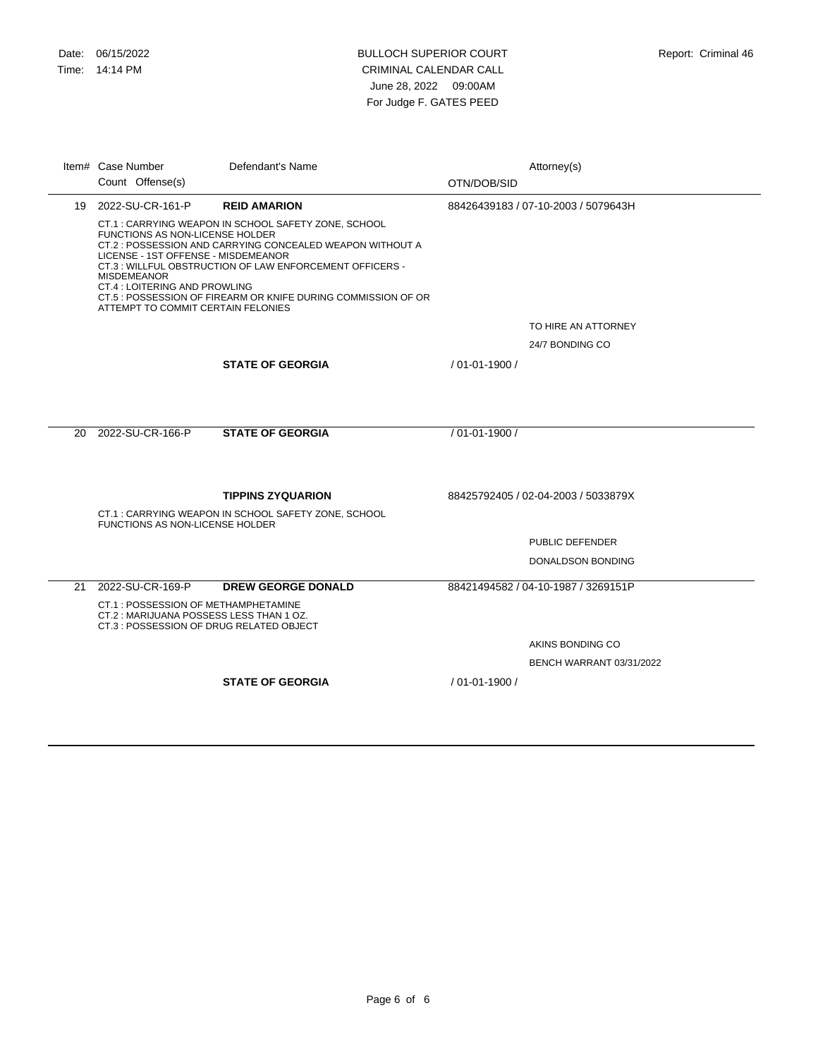BULLOCH SUPERIOR COURT
CRIMINAL CALENDAR CALL
June 28, 2022 09:00AM
For Judge F. GATES PEED

| Item# | Case Number / Count Offense(s) | Defendant's Name | OTN/DOB/SID / Attorney(s) |
|---|---|---|---|
| 19 | 2022-SU-CR-161-P | **REID AMARION** | 88426439183 / 07-10-2003 / 5079643H |
| | CT.1 : CARRYING WEAPON IN SCHOOL SAFETY ZONE, SCHOOL FUNCTIONS AS NON-LICENSE HOLDER<br>CT.2 : POSSESSION AND CARRYING CONCEALED WEAPON WITHOUT A LICENSE - 1ST OFFENSE - MISDEMEANOR<br>CT.3 : WILLFUL OBSTRUCTION OF LAW ENFORCEMENT OFFICERS - MISDEMEANOR<br>CT.4 : LOITERING AND PROWLING<br>CT.5 : POSSESSION OF FIREARM OR KNIFE DURING COMMISSION OF OR ATTEMPT TO COMMIT CERTAIN FELONIES | | |
| | | | TO HIRE AN ATTORNEY |
| | | | 24/7 BONDING CO |
| | | **STATE OF GEORGIA** | / 01-01-1900 / |
| 20 | 2022-SU-CR-166-P | **STATE OF GEORGIA** | / 01-01-1900 / |
| | | **TIPPINS ZYQUARION** | 88425792405 / 02-04-2003 / 5033879X |
| | CT.1 : CARRYING WEAPON IN SCHOOL SAFETY ZONE, SCHOOL FUNCTIONS AS NON-LICENSE HOLDER | | |
| | | | PUBLIC DEFENDER |
| | | | DONALDSON BONDING |
| 21 | 2022-SU-CR-169-P | **DREW GEORGE DONALD** | 88421494582 / 04-10-1987 / 3269151P |
| | CT.1 : POSSESSION OF METHAMPHETAMINE<br>CT.2 : MARIJUANA POSSESS LESS THAN 1 OZ.<br>CT.3 : POSSESSION OF DRUG RELATED OBJECT | | |
| | | | AKINS BONDING CO |
| | | | BENCH WARRANT 03/31/2022 |
| | | **STATE OF GEORGIA** | / 01-01-1900 / |